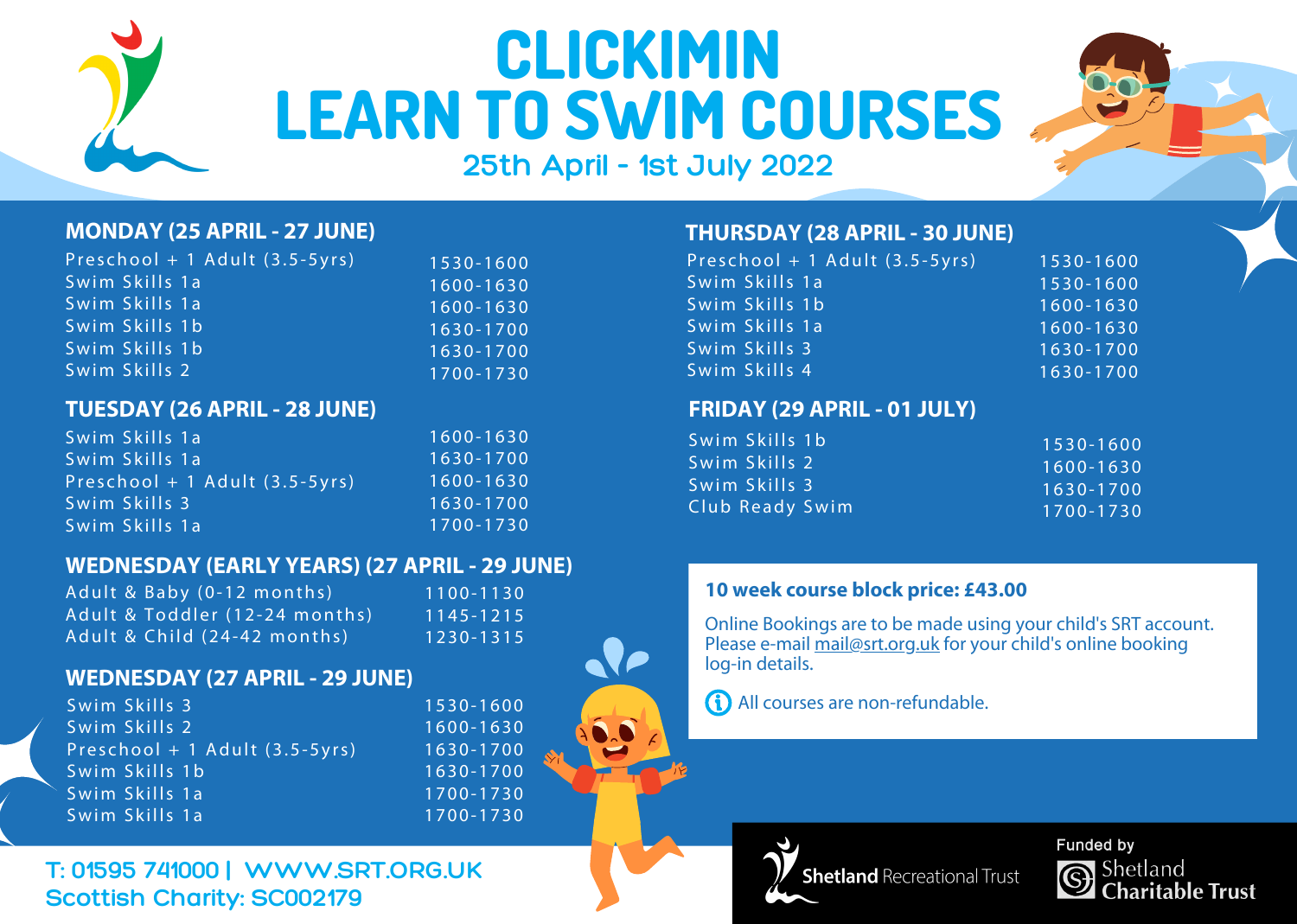# CLICKIMIN LEARN TO SWIM COURSES

## 25th April - 1st July 2022

### MONDAY (25 APRIL - 27 JUNE)

| Course | Time |
|---|---|
| Preschool + 1 Adult (3.5-5yrs) | 1530-1600 |
| Swim Skills 1a | 1600-1630 |
| Swim Skills 1a | 1600-1630 |
| Swim Skills 1b | 1630-1700 |
| Swim Skills 1b | 1630-1700 |
| Swim Skills 2 | 1700-1730 |

### TUESDAY (26 APRIL - 28 JUNE)

| Course | Time |
|---|---|
| Swim Skills 1a | 1600-1630 |
| Swim Skills 1a | 1630-1700 |
| Preschool + 1 Adult (3.5-5yrs) | 1600-1630 |
| Swim Skills 3 | 1630-1700 |
| Swim Skills 1a | 1700-1730 |

### WEDNESDAY (EARLY YEARS) (27 APRIL - 29 JUNE)

| Course | Time |
|---|---|
| Adult & Baby (0-12 months) | 1100-1130 |
| Adult & Toddler (12-24 months) | 1145-1215 |
| Adult & Child (24-42 months) | 1230-1315 |

### WEDNESDAY (27 APRIL - 29 JUNE)

| Course | Time |
|---|---|
| Swim Skills 3 | 1530-1600 |
| Swim Skills 2 | 1600-1630 |
| Preschool + 1 Adult (3.5-5yrs) | 1630-1700 |
| Swim Skills 1b | 1630-1700 |
| Swim Skills 1a | 1700-1730 |
| Swim Skills 1a | 1700-1730 |

### THURSDAY (28 APRIL - 30 JUNE)

| Course | Time |
|---|---|
| Preschool + 1 Adult (3.5-5yrs) | 1530-1600 |
| Swim Skills 1a | 1530-1600 |
| Swim Skills 1b | 1600-1630 |
| Swim Skills 1a | 1600-1630 |
| Swim Skills 3 | 1630-1700 |
| Swim Skills 4 | 1630-1700 |

### FRIDAY (29 APRIL - 01 JULY)

| Course | Time |
|---|---|
| Swim Skills 1b | 1530-1600 |
| Swim Skills 2 | 1600-1630 |
| Swim Skills 3 | 1630-1700 |
| Club Ready Swim | 1700-1730 |

**10 week course block price: £43.00**

Online Bookings are to be made using your child's SRT account. Please e-mail mail@srt.org.uk for your child's online booking log-in details.

All courses are non-refundable.

T: 01595 741000 | WWW.SRT.ORG.UK
Scottish Charity: SC002179

Shetland Recreational Trust

Funded by Shetland Charitable Trust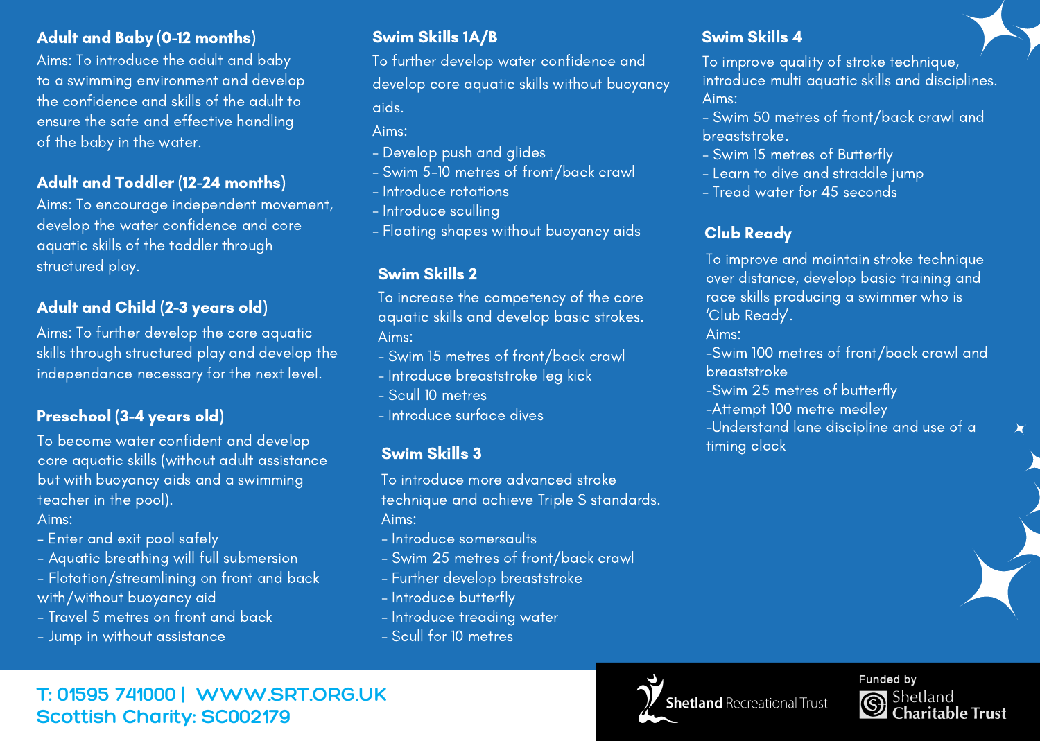## Adult and Baby (0-12 months)

Aims: To introduce the adult and baby to a swimming environment and develop the confidence and skills of the adult to ensure the safe and effective handling of the baby in the water.

## Adult and Toddler (12-24 months)

Aims: To encourage independent movement, develop the water confidence and core aquatic skills of the toddler through structured play.

## Adult and Child (2-3 years old)

Aims: To further develop the core aquatic skills through structured play and develop the independance necessary for the next level.

## Preschool (3-4 years old)

To become water confident and develop core aquatic skills (without adult assistance but with buoyancy aids and a swimming teacher in the pool).

Aims:

- Enter and exit pool safely
- Aquatic breathing will full submersion
- Flotation/streamlining on front and back with/without buoyancy aid
- Travel 5 metres on front and back
- Jump in without assistance

## Swim Skills 1A/B

To further develop water confidence and develop core aquatic skills without buoyancy aids.

Aims:

- Develop push and glides
- Swim 5-10 metres of front/back crawl
- Introduce rotations
- Introduce sculling
- Floating shapes without buoyancy aids

## Swim Skills 2

To increase the competency of the core aquatic skills and develop basic strokes.

Aims:

- Swim 15 metres of front/back crawl
- Introduce breaststroke leg kick
- Scull 10 metres
- Introduce surface dives

## Swim Skills 3

To introduce more advanced stroke technique and achieve Triple S standards.

Aims:

- Introduce somersaults
- Swim 25 metres of front/back crawl
- Further develop breaststroke
- Introduce butterfly
- Introduce treading water
- Scull for 10 metres

## Swim Skills 4

To improve quality of stroke technique, introduce multi aquatic skills and disciplines.

Aims:

- Swim 50 metres of front/back crawl and breaststroke.
- Swim 15 metres of Butterfly
- Learn to dive and straddle jump
- Tread water for 45 seconds

## Club Ready

To improve and maintain stroke technique over distance, develop basic training and race skills producing a swimmer who is 'Club Ready'.

Aims:

- Swim 100 metres of front/back crawl and breaststroke
- Swim 25 metres of butterfly
- Attempt 100 metre medley
- Understand lane discipline and use of a timing clock

T: 01595 741000 | WWW.SRT.ORG.UK
Scottish Charity: SC002179

Shetland Recreational Trust

Funded by Shetland Charitable Trust